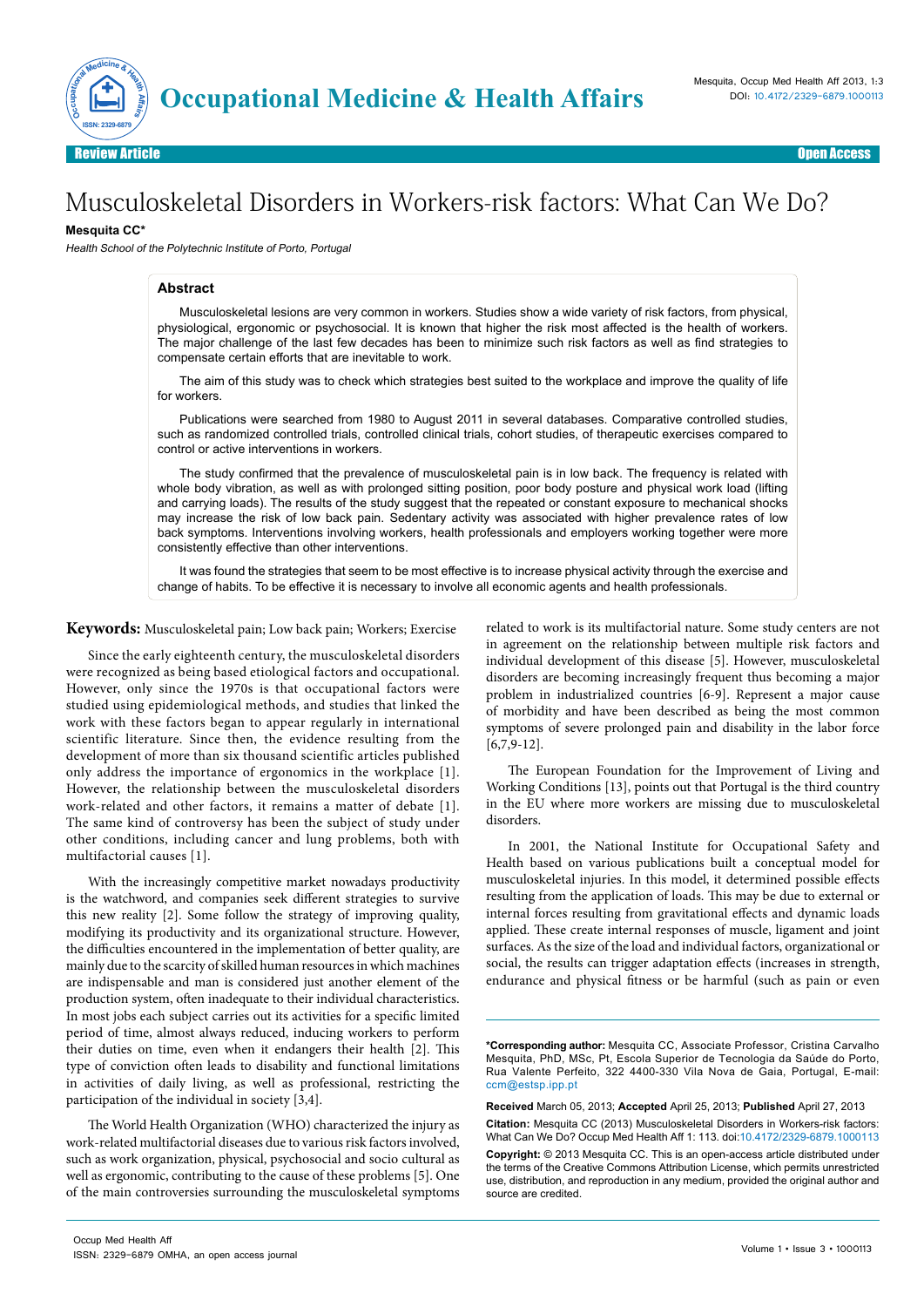Review Article | Open Access

# Musculoskeletal Disorders in Workers-risk factors: What Can We Do?

**Mesquita CC***

*Health School of the Polytechnic Institute of Porto, Portugal*

## Abstract

Musculoskeletal lesions are very common in workers. Studies show a wide variety of risk factors, from physical, physiological, ergonomic or psychosocial. It is known that higher the risk most affected is the health of workers. The major challenge of the last few decades has been to minimize such risk factors as well as find strategies to compensate certain efforts that are inevitable to work.

The aim of this study was to check which strategies best suited to the workplace and improve the quality of life for workers.

Publications were searched from 1980 to August 2011 in several databases. Comparative controlled studies, such as randomized controlled trials, controlled clinical trials, cohort studies, of therapeutic exercises compared to control or active interventions in workers.

The study confirmed that the prevalence of musculoskeletal pain is in low back. The frequency is related with whole body vibration, as well as with prolonged sitting position, poor body posture and physical work load (lifting and carrying loads). The results of the study suggest that the repeated or constant exposure to mechanical shocks may increase the risk of low back pain. Sedentary activity was associated with higher prevalence rates of low back symptoms. Interventions involving workers, health professionals and employers working together were more consistently effective than other interventions.

It was found the strategies that seem to be most effective is to increase physical activity through the exercise and change of habits. To be effective it is necessary to involve all economic agents and health professionals.

**Keywords:** Musculoskeletal pain; Low back pain; Workers; Exercise

Since the early eighteenth century, the musculoskeletal disorders were recognized as being based etiological factors and occupational. However, only since the 1970s is that occupational factors were studied using epidemiological methods, and studies that linked the work with these factors began to appear regularly in international scientific literature. Since then, the evidence resulting from the development of more than six thousand scientific articles published only address the importance of ergonomics in the workplace [1]. However, the relationship between the musculoskeletal disorders work-related and other factors, it remains a matter of debate [1]. The same kind of controversy has been the subject of study under other conditions, including cancer and lung problems, both with multifactorial causes [1].

With the increasingly competitive market nowadays productivity is the watchword, and companies seek different strategies to survive this new reality [2]. Some follow the strategy of improving quality, modifying its productivity and its organizational structure. However, the difficulties encountered in the implementation of better quality, are mainly due to the scarcity of skilled human resources in which machines are indispensable and man is considered just another element of the production system, often inadequate to their individual characteristics. In most jobs each subject carries out its activities for a specific limited period of time, almost always reduced, inducing workers to perform their duties on time, even when it endangers their health [2]. This type of conviction often leads to disability and functional limitations in activities of daily living, as well as professional, restricting the participation of the individual in society [3,4].

The World Health Organization (WHO) characterized the injury as work-related multifactorial diseases due to various risk factors involved, such as work organization, physical, psychosocial and socio cultural as well as ergonomic, contributing to the cause of these problems [5]. One of the main controversies surrounding the musculoskeletal symptoms related to work is its multifactorial nature. Some study centers are not in agreement on the relationship between multiple risk factors and individual development of this disease [5]. However, musculoskeletal disorders are becoming increasingly frequent thus becoming a major problem in industrialized countries [6-9]. Represent a major cause of morbidity and have been described as being the most common symptoms of severe prolonged pain and disability in the labor force [6,7,9-12].

The European Foundation for the Improvement of Living and Working Conditions [13], points out that Portugal is the third country in the EU where more workers are missing due to musculoskeletal disorders.

In 2001, the National Institute for Occupational Safety and Health based on various publications built a conceptual model for musculoskeletal injuries. In this model, it determined possible effects resulting from the application of loads. This may be due to external or internal forces resulting from gravitational effects and dynamic loads applied. These create internal responses of muscle, ligament and joint surfaces. As the size of the load and individual factors, organizational or social, the results can trigger adaptation effects (increases in strength, endurance and physical fitness or be harmful (such as pain or even

**\*Corresponding author:** Mesquita CC, Associate Professor, Cristina Carvalho Mesquita, PhD, MSc, Pt, Escola Superior de Tecnologia da Saúde do Porto, Rua Valente Perfeito, 322 4400-330 Vila Nova de Gaia, Portugal, E-mail: ccm@estsp.ipp.pt

**Received** March 05, 2013; **Accepted** April 25, 2013; **Published** April 27, 2013

**Citation:** Mesquita CC (2013) Musculoskeletal Disorders in Workers-risk factors: What Can We Do? Occup Med Health Aff 1: 113. doi:10.4172/2329-6879.1000113

**Copyright:** © 2013 Mesquita CC. This is an open-access article distributed under the terms of the Creative Commons Attribution License, which permits unrestricted use, distribution, and reproduction in any medium, provided the original author and source are credited.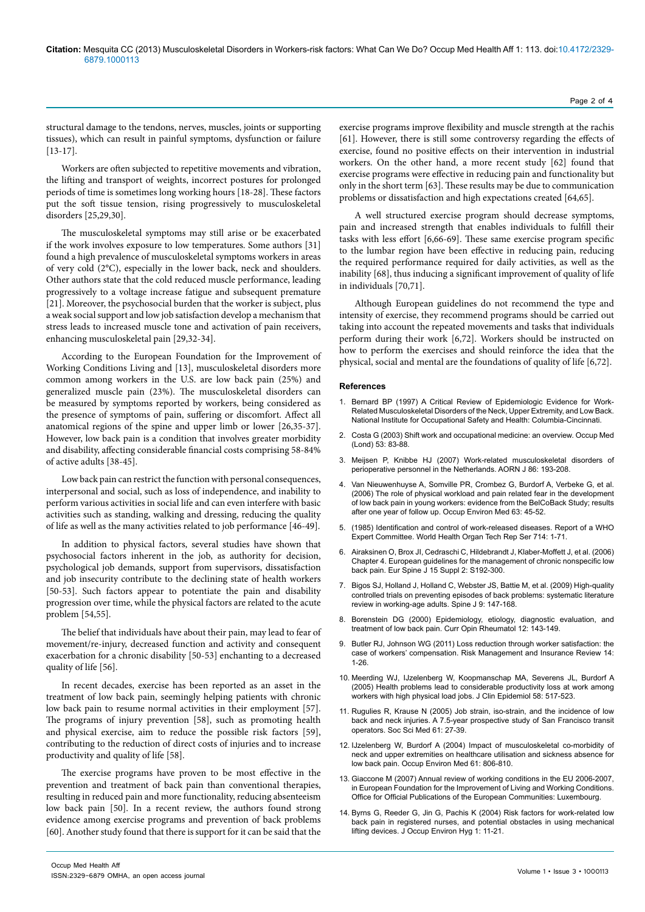structural damage to the tendons, nerves, muscles, joints or supporting tissues), which can result in painful symptoms, dysfunction or failure [13-17].

Workers are often subjected to repetitive movements and vibration, the lifting and transport of weights, incorrect postures for prolonged periods of time is sometimes long working hours [18-28]. These factors put the soft tissue tension, rising progressively to musculoskeletal disorders [25,29,30].

The musculoskeletal symptoms may still arise or be exacerbated if the work involves exposure to low temperatures. Some authors [31] found a high prevalence of musculoskeletal symptoms workers in areas of very cold (2°C), especially in the lower back, neck and shoulders. Other authors state that the cold reduced muscle performance, leading progressively to a voltage increase fatigue and subsequent premature [21]. Moreover, the psychosocial burden that the worker is subject, plus a weak social support and low job satisfaction develop a mechanism that stress leads to increased muscle tone and activation of pain receivers, enhancing musculoskeletal pain [29,32-34].

According to the European Foundation for the Improvement of Working Conditions Living and [13], musculoskeletal disorders more common among workers in the U.S. are low back pain (25%) and generalized muscle pain (23%). The musculoskeletal disorders can be measured by symptoms reported by workers, being considered as the presence of symptoms of pain, suffering or discomfort. Affect all anatomical regions of the spine and upper limb or lower [26,35-37]. However, low back pain is a condition that involves greater morbidity and disability, affecting considerable financial costs comprising 58-84% of active adults [38-45].

Low back pain can restrict the function with personal consequences, interpersonal and social, such as loss of independence, and inability to perform various activities in social life and can even interfere with basic activities such as standing, walking and dressing, reducing the quality of life as well as the many activities related to job performance [46-49].

In addition to physical factors, several studies have shown that psychosocial factors inherent in the job, as authority for decision, psychological job demands, support from supervisors, dissatisfaction and job insecurity contribute to the declining state of health workers [50-53]. Such factors appear to potentiate the pain and disability progression over time, while the physical factors are related to the acute problem [54,55].

The belief that individuals have about their pain, may lead to fear of movement/re-injury, decreased function and activity and consequent exacerbation for a chronic disability [50-53] enchanting to a decreased quality of life [56].

In recent decades, exercise has been reported as an asset in the treatment of low back pain, seemingly helping patients with chronic low back pain to resume normal activities in their employment [57]. The programs of injury prevention [58], such as promoting health and physical exercise, aim to reduce the possible risk factors [59], contributing to the reduction of direct costs of injuries and to increase productivity and quality of life [58].

The exercise programs have proven to be most effective in the prevention and treatment of back pain than conventional therapies, resulting in reduced pain and more functionality, reducing absenteeism low back pain [50]. In a recent review, the authors found strong evidence among exercise programs and prevention of back problems [60]. Another study found that there is support for it can be said that the exercise programs improve flexibility and muscle strength at the rachis [61]. However, there is still some controversy regarding the effects of exercise, found no positive effects on their intervention in industrial workers. On the other hand, a more recent study [62] found that exercise programs were effective in reducing pain and functionality but only in the short term [63]. These results may be due to communication problems or dissatisfaction and high expectations created [64,65].

A well structured exercise program should decrease symptoms, pain and increased strength that enables individuals to fulfill their tasks with less effort [6,66-69]. These same exercise program specific to the lumbar region have been effective in reducing pain, reducing the required performance required for daily activities, as well as the inability [68], thus inducing a significant improvement of quality of life in individuals [70,71].

Although European guidelines do not recommend the type and intensity of exercise, they recommend programs should be carried out taking into account the repeated movements and tasks that individuals perform during their work [6,72]. Workers should be instructed on how to perform the exercises and should reinforce the idea that the physical, social and mental are the foundations of quality of life [6,72].

## References

1. Bernard BP (1997) A Critical Review of Epidemiologic Evidence for Work-Related Musculoskeletal Disorders of the Neck, Upper Extremity, and Low Back. National Institute for Occupational Safety and Health: Columbia-Cincinnati.
2. Costa G (2003) Shift work and occupational medicine: an overview. Occup Med (Lond) 53: 83-88.
3. Meijsen P, Knibbe HJ (2007) Work-related musculoskeletal disorders of perioperative personnel in the Netherlands. AORN J 86: 193-208.
4. Van Nieuwenhuyse A, Somville PR, Crombez G, Burdorf A, Verbeke G, et al. (2006) The role of physical workload and pain related fear in the development of low back pain in young workers: evidence from the BelCoBack Study; results after one year of follow up. Occup Environ Med 63: 45-52.
5. (1985) Identification and control of work-released diseases. Report of a WHO Expert Committee. World Health Organ Tech Rep Ser 714: 1-71.
6. Airaksinen O, Brox JI, Cedraschi C, Hildebrandt J, Klaber-Moffett J, et al. (2006) Chapter 4. European guidelines for the management of chronic nonspecific low back pain. Eur Spine J 15 Suppl 2: S192-300.
7. Bigos SJ, Holland J, Holland C, Webster JS, Battie M, et al. (2009) High-quality controlled trials on preventing episodes of back problems: systematic literature review in working-age adults. Spine J 9: 147-168.
8. Borenstein DG (2000) Epidemiology, etiology, diagnostic evaluation, and treatment of low back pain. Curr Opin Rheumatol 12: 143-149.
9. Butler RJ, Johnson WG (2011) Loss reduction through worker satisfaction: the case of workers' compensation. Risk Management and Insurance Review 14: 1-26.
10. Meerding WJ, IJzelenberg W, Koopmanschap MA, Severens JL, Burdorf A (2005) Health problems lead to considerable productivity loss at work among workers with high physical load jobs. J Clin Epidemiol 58: 517-523.
11. Rugulies R, Krause N (2005) Job strain, iso-strain, and the incidence of low back and neck injuries. A 7.5-year prospective study of San Francisco transit operators. Soc Sci Med 61: 27-39.
12. IJzelenberg W, Burdorf A (2004) Impact of musculoskeletal co-morbidity of neck and upper extremities on healthcare utilisation and sickness absence for low back pain. Occup Environ Med 61: 806-810.
13. Giaccone M (2007) Annual review of working conditions in the EU 2006-2007, in European Foundation for the Improvement of Living and Working Conditions. Office for Official Publications of the European Communities: Luxembourg.
14. Byrns G, Reeder G, Jin G, Pachis K (2004) Risk factors for work-related low back pain in registered nurses, and potential obstacles in using mechanical lifting devices. J Occup Environ Hyg 1: 11-21.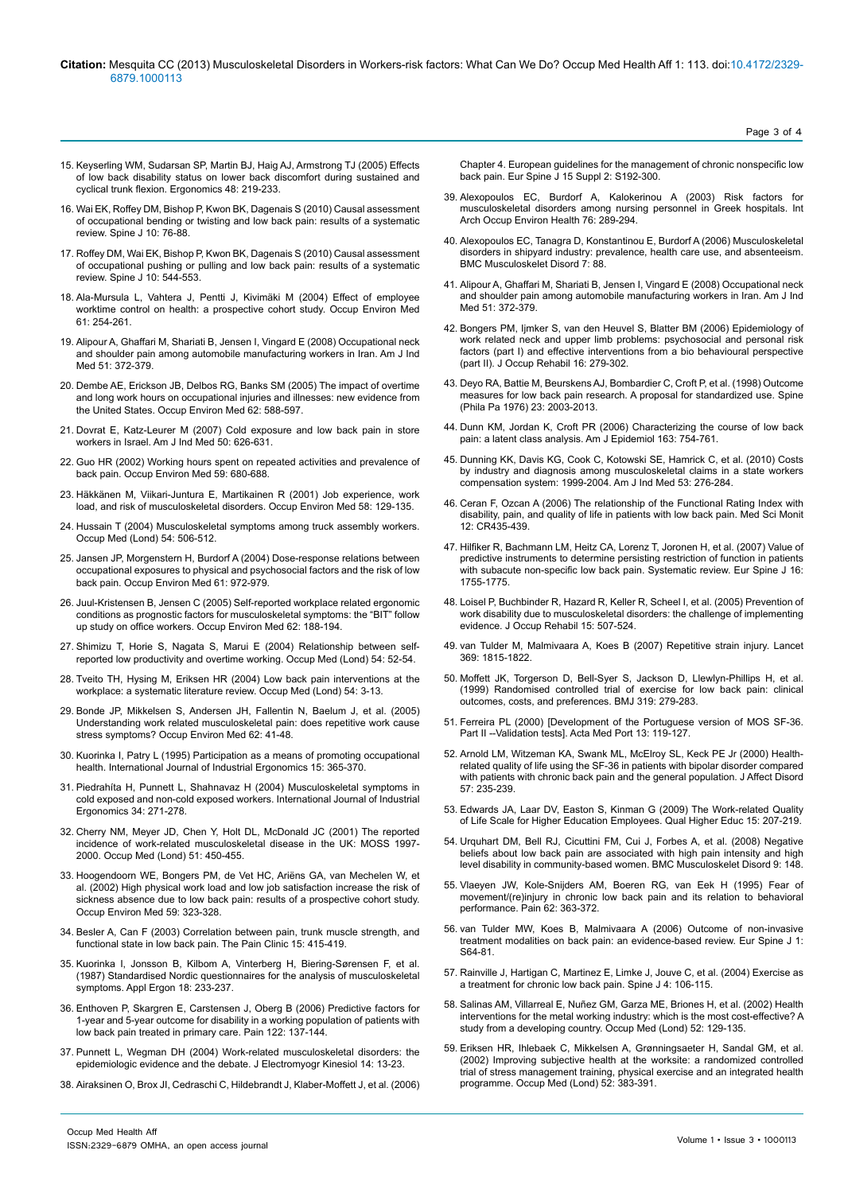15. Keyserling WM, Sudarsan SP, Martin BJ, Haig AJ, Armstrong TJ (2005) Effects of low back disability status on lower back discomfort during sustained and cyclical trunk flexion. Ergonomics 48: 219-233.

16. Wai EK, Roffey DM, Bishop P, Kwon BK, Dagenais S (2010) Causal assessment of occupational bending or twisting and low back pain: results of a systematic review. Spine J 10: 76-88.

17. Roffey DM, Wai EK, Bishop P, Kwon BK, Dagenais S (2010) Causal assessment of occupational pushing or pulling and low back pain: results of a systematic review. Spine J 10: 544-553.

18. Ala-Mursula L, Vahtera J, Pentti J, Kivimäki M (2004) Effect of employee worktime control on health: a prospective cohort study. Occup Environ Med 61: 254-261.

19. Alipour A, Ghaffari M, Shariati B, Jensen I, Vingard E (2008) Occupational neck and shoulder pain among automobile manufacturing workers in Iran. Am J Ind Med 51: 372-379.

20. Dembe AE, Erickson JB, Delbos RG, Banks SM (2005) The impact of overtime and long work hours on occupational injuries and illnesses: new evidence from the United States. Occup Environ Med 62: 588-597.

21. Dovrat E, Katz-Leurer M (2007) Cold exposure and low back pain in store workers in Israel. Am J Ind Med 50: 626-631.

22. Guo HR (2002) Working hours spent on repeated activities and prevalence of back pain. Occup Environ Med 59: 680-688.

23. Häkkänen M, Viikari-Juntura E, Martikainen R (2001) Job experience, work load, and risk of musculoskeletal disorders. Occup Environ Med 58: 129-135.

24. Hussain T (2004) Musculoskeletal symptoms among truck assembly workers. Occup Med (Lond) 54: 506-512.

25. Jansen JP, Morgenstern H, Burdorf A (2004) Dose-response relations between occupational exposures to physical and psychosocial factors and the risk of low back pain. Occup Environ Med 61: 972-979.

26. Juul-Kristensen B, Jensen C (2005) Self-reported workplace related ergonomic conditions as prognostic factors for musculoskeletal symptoms: the "BIT" follow up study on office workers. Occup Environ Med 62: 188-194.

27. Shimizu T, Horie S, Nagata S, Marui E (2004) Relationship between self-reported low productivity and overtime working. Occup Med (Lond) 54: 52-54.

28. Tveito TH, Hysing M, Eriksen HR (2004) Low back pain interventions at the workplace: a systematic literature review. Occup Med (Lond) 54: 3-13.

29. Bonde JP, Mikkelsen S, Andersen JH, Fallentin N, Baelum J, et al. (2005) Understanding work related musculoskeletal pain: does repetitive work cause stress symptoms? Occup Environ Med 62: 41-48.

30. Kuorinka I, Patry L (1995) Participation as a means of promoting occupational health. International Journal of Industrial Ergonomics 15: 365-370.

31. Piedrahíta H, Punnett L, Shahnavaz H (2004) Musculoskeletal symptoms in cold exposed and non-cold exposed workers. International Journal of Industrial Ergonomics 34: 271-278.

32. Cherry NM, Meyer JD, Chen Y, Holt DL, McDonald JC (2001) The reported incidence of work-related musculoskeletal disease in the UK: MOSS 1997-2000. Occup Med (Lond) 51: 450-455.

33. Hoogendoorn WE, Bongers PM, de Vet HC, Ariëns GA, van Mechelen W, et al. (2002) High physical work load and low job satisfaction increase the risk of sickness absence due to low back pain: results of a prospective cohort study. Occup Environ Med 59: 323-328.

34. Besler A, Can F (2003) Correlation between pain, trunk muscle strength, and functional state in low back pain. The Pain Clinic 15: 415-419.

35. Kuorinka I, Jonsson B, Kilbom A, Vinterberg H, Biering-Sørensen F, et al. (1987) Standardised Nordic questionnaires for the analysis of musculoskeletal symptoms. Appl Ergon 18: 233-237.

36. Enthoven P, Skargren E, Carstensen J, Oberg B (2006) Predictive factors for 1-year and 5-year outcome for disability in a working population of patients with low back pain treated in primary care. Pain 122: 137-144.

37. Punnett L, Wegman DH (2004) Work-related musculoskeletal disorders: the epidemiologic evidence and the debate. J Electromyogr Kinesiol 14: 13-23.

38. Airaksinen O, Brox JI, Cedraschi C, Hildebrandt J, Klaber-Moffett J, et al. (2006) Chapter 4. European guidelines for the management of chronic nonspecific low back pain. Eur Spine J 15 Suppl 2: S192-300.

39. Alexopoulos EC, Burdorf A, Kalokerinou A (2003) Risk factors for musculoskeletal disorders among nursing personnel in Greek hospitals. Int Arch Occup Environ Health 76: 289-294.

40. Alexopoulos EC, Tanagra D, Konstantinou E, Burdorf A (2006) Musculoskeletal disorders in shipyard industry: prevalence, health care use, and absenteeism. BMC Musculoskelet Disord 7: 88.

41. Alipour A, Ghaffari M, Shariati B, Jensen I, Vingard E (2008) Occupational neck and shoulder pain among automobile manufacturing workers in Iran. Am J Ind Med 51: 372-379.

42. Bongers PM, Ijmker S, van den Heuvel S, Blatter BM (2006) Epidemiology of work related neck and upper limb problems: psychosocial and personal risk factors (part I) and effective interventions from a bio behavioural perspective (part II). J Occup Rehabil 16: 279-302.

43. Deyo RA, Battie M, Beurskens AJ, Bombardier C, Croft P, et al. (1998) Outcome measures for low back pain research. A proposal for standardized use. Spine (Phila Pa 1976) 23: 2003-2013.

44. Dunn KM, Jordan K, Croft PR (2006) Characterizing the course of low back pain: a latent class analysis. Am J Epidemiol 163: 754-761.

45. Dunning KK, Davis KG, Cook C, Kotowski SE, Hamrick C, et al. (2010) Costs by industry and diagnosis among musculoskeletal claims in a state workers compensation system: 1999-2004. Am J Ind Med 53: 276-284.

46. Ceran F, Ozcan A (2006) The relationship of the Functional Rating Index with disability, pain, and quality of life in patients with low back pain. Med Sci Monit 12: CR435-439.

47. Hilfiker R, Bachmann LM, Heitz CA, Lorenz T, Joronen H, et al. (2007) Value of predictive instruments to determine persisting restriction of function in patients with subacute non-specific low back pain. Systematic review. Eur Spine J 16: 1755-1775.

48. Loisel P, Buchbinder R, Hazard R, Keller R, Scheel I, et al. (2005) Prevention of work disability due to musculoskeletal disorders: the challenge of implementing evidence. J Occup Rehabil 15: 507-524.

49. van Tulder M, Malmivaara A, Koes B (2007) Repetitive strain injury. Lancet 369: 1815-1822.

50. Moffett JK, Torgerson D, Bell-Syer S, Jackson D, Llewlyn-Phillips H, et al. (1999) Randomised controlled trial of exercise for low back pain: clinical outcomes, costs, and preferences. BMJ 319: 279-283.

51. Ferreira PL (2000) [Development of the Portuguese version of MOS SF-36. Part II --Validation tests]. Acta Med Port 13: 119-127.

52. Arnold LM, Witzeman KA, Swank ML, McElroy SL, Keck PE Jr (2000) Health-related quality of life using the SF-36 in patients with bipolar disorder compared with patients with chronic back pain and the general population. J Affect Disord 57: 235-239.

53. Edwards JA, Laar DV, Easton S, Kinman G (2009) The Work-related Quality of Life Scale for Higher Education Employees. Qual Higher Educ 15: 207-219.

54. Urquhart DM, Bell RJ, Cicuttini FM, Cui J, Forbes A, et al. (2008) Negative beliefs about low back pain are associated with high pain intensity and high level disability in community-based women. BMC Musculoskelet Disord 9: 148.

55. Vlaeyen JW, Kole-Snijders AM, Boeren RG, van Eek H (1995) Fear of movement/(re)injury in chronic low back pain and its relation to behavioral performance. Pain 62: 363-372.

56. van Tulder MW, Koes B, Malmivaara A (2006) Outcome of non-invasive treatment modalities on back pain: an evidence-based review. Eur Spine J 1: S64-81.

57. Rainville J, Hartigan C, Martinez E, Limke J, Jouve C, et al. (2004) Exercise as a treatment for chronic low back pain. Spine J 4: 106-115.

58. Salinas AM, Villarreal E, Nuñez GM, Garza ME, Briones H, et al. (2002) Health interventions for the metal working industry: which is the most cost-effective? A study from a developing country. Occup Med (Lond) 52: 129-135.

59. Eriksen HR, Ihlebaek C, Mikkelsen A, Grønningsaeter H, Sandal GM, et al. (2002) Improving subjective health at the worksite: a randomized controlled trial of stress management training, physical exercise and an integrated health programme. Occup Med (Lond) 52: 383-391.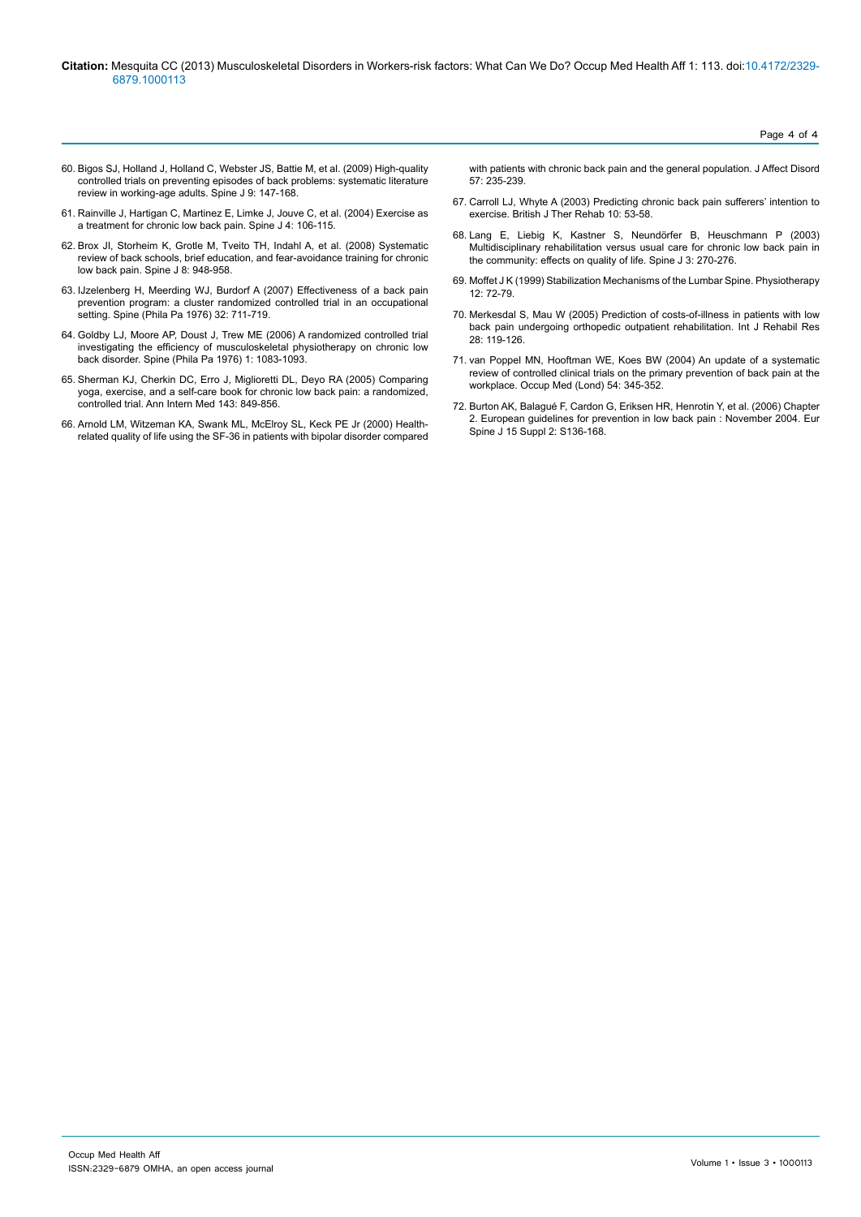60. Bigos SJ, Holland J, Holland C, Webster JS, Battie M, et al. (2009) High-quality controlled trials on preventing episodes of back problems: systematic literature review in working-age adults. Spine J 9: 147-168.

61. Rainville J, Hartigan C, Martinez E, Limke J, Jouve C, et al. (2004) Exercise as a treatment for chronic low back pain. Spine J 4: 106-115.

62. Brox JI, Storheim K, Grotle M, Tveito TH, Indahl A, et al. (2008) Systematic review of back schools, brief education, and fear-avoidance training for chronic low back pain. Spine J 8: 948-958.

63. IJzelenberg H, Meerding WJ, Burdorf A (2007) Effectiveness of a back pain prevention program: a cluster randomized controlled trial in an occupational setting. Spine (Phila Pa 1976) 32: 711-719.

64. Goldby LJ, Moore AP, Doust J, Trew ME (2006) A randomized controlled trial investigating the efficiency of musculoskeletal physiotherapy on chronic low back disorder. Spine (Phila Pa 1976) 1: 1083-1093.

65. Sherman KJ, Cherkin DC, Erro J, Miglioretti DL, Deyo RA (2005) Comparing yoga, exercise, and a self-care book for chronic low back pain: a randomized, controlled trial. Ann Intern Med 143: 849-856.

66. Arnold LM, Witzeman KA, Swank ML, McElroy SL, Keck PE Jr (2000) Health-related quality of life using the SF-36 in patients with bipolar disorder compared with patients with chronic back pain and the general population. J Affect Disord 57: 235-239.

67. Carroll LJ, Whyte A (2003) Predicting chronic back pain sufferers' intention to exercise. British J Ther Rehab 10: 53-58.

68. Lang E, Liebig K, Kastner S, Neundörfer B, Heuschmann P (2003) Multidisciplinary rehabilitation versus usual care for chronic low back pain in the community: effects on quality of life. Spine J 3: 270-276.

69. Moffet J K (1999) Stabilization Mechanisms of the Lumbar Spine. Physiotherapy 12: 72-79.

70. Merkesdal S, Mau W (2005) Prediction of costs-of-illness in patients with low back pain undergoing orthopedic outpatient rehabilitation. Int J Rehabil Res 28: 119-126.

71. van Poppel MN, Hooftman WE, Koes BW (2004) An update of a systematic review of controlled clinical trials on the primary prevention of back pain at the workplace. Occup Med (Lond) 54: 345-352.

72. Burton AK, Balagué F, Cardon G, Eriksen HR, Henrotin Y, et al. (2006) Chapter 2. European guidelines for prevention in low back pain : November 2004. Eur Spine J 15 Suppl 2: S136-168.